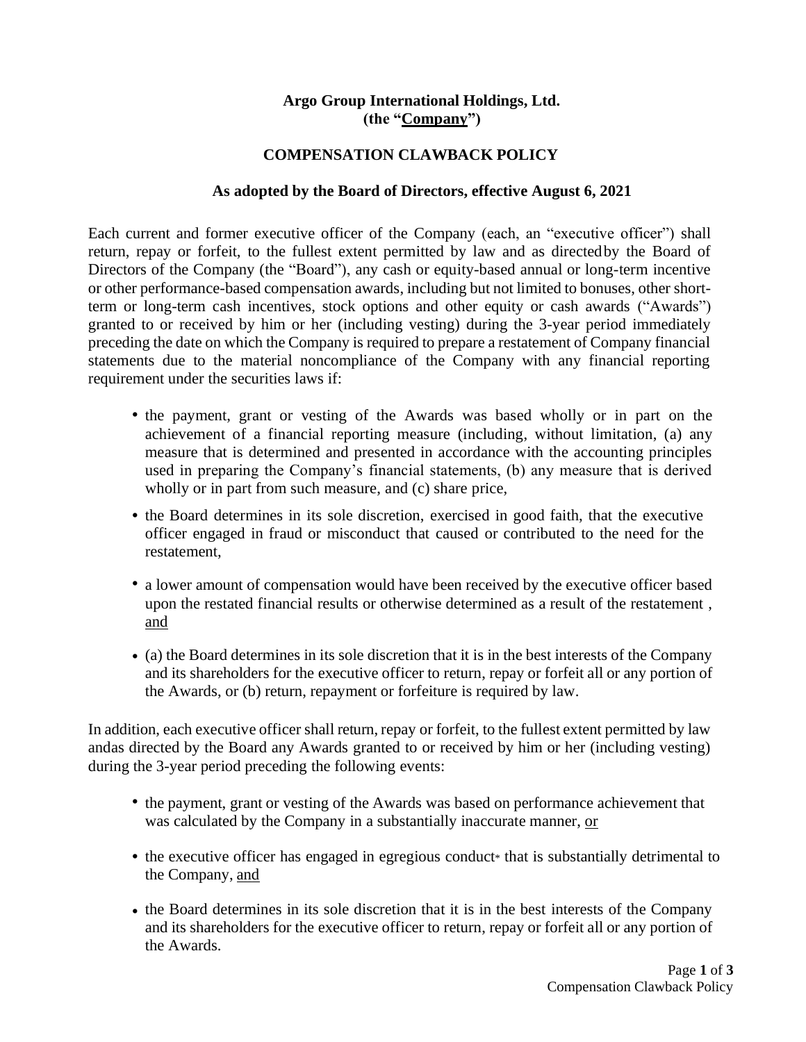**Argo Group International Holdings, Ltd.**
**(the "Company")**

## COMPENSATION CLAWBACK POLICY

**As adopted by the Board of Directors, effective August 6, 2021**

Each current and former executive officer of the Company (each, an "executive officer") shall return, repay or forfeit, to the fullest extent permitted by law and as directedby the Board of Directors of the Company (the "Board"), any cash or equity-based annual or long-term incentive or other performance-based compensation awards, including but not limited to bonuses, other short-term or long-term cash incentives, stock options and other equity or cash awards ("Awards") granted to or received by him or her (including vesting) during the 3-year period immediately preceding the date on which the Company is required to prepare a restatement of Company financial statements due to the material noncompliance of the Company with any financial reporting requirement under the securities laws if:

- the payment, grant or vesting of the Awards was based wholly or in part on the achievement of a financial reporting measure (including, without limitation, (a) any measure that is determined and presented in accordance with the accounting principles used in preparing the Company's financial statements, (b) any measure that is derived wholly or in part from such measure, and (c) share price,
- the Board determines in its sole discretion, exercised in good faith, that the executive officer engaged in fraud or misconduct that caused or contributed to the need for the restatement,
- a lower amount of compensation would have been received by the executive officer based upon the restated financial results or otherwise determined as a result of the restatement , and
- (a) the Board determines in its sole discretion that it is in the best interests of the Company and its shareholders for the executive officer to return, repay or forfeit all or any portion of the Awards, or (b) return, repayment or forfeiture is required by law.

In addition, each executive officer shall return, repay or forfeit, to the fullest extent permitted by law andas directed by the Board any Awards granted to or received by him or her (including vesting) during the 3-year period preceding the following events:

- the payment, grant or vesting of the Awards was based on performance achievement that was calculated by the Company in a substantially inaccurate manner, or
- the executive officer has engaged in egregious conduct* that is substantially detrimental to the Company, and
- the Board determines in its sole discretion that it is in the best interests of the Company and its shareholders for the executive officer to return, repay or forfeit all or any portion of the Awards.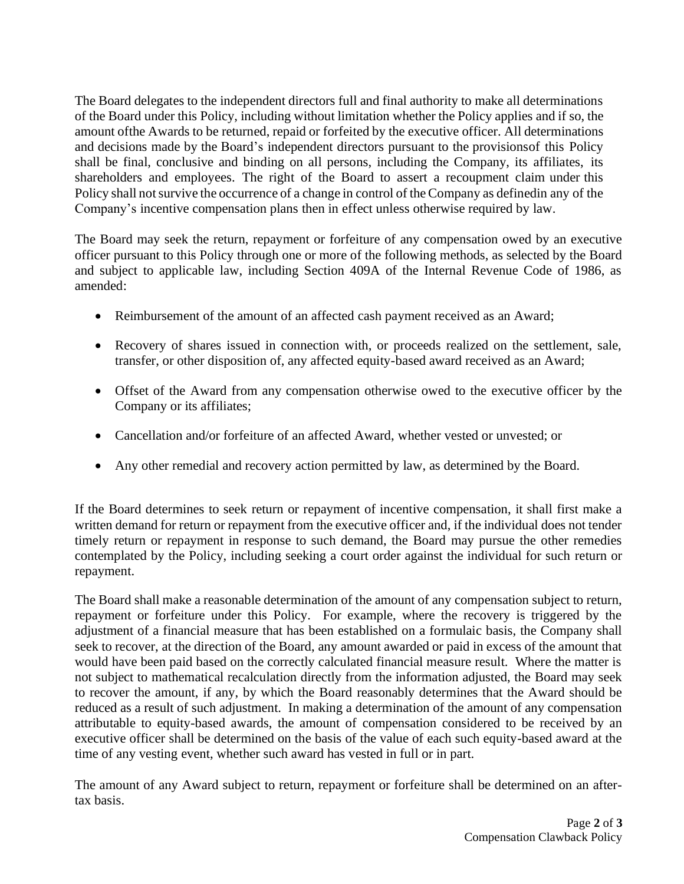The Board delegates to the independent directors full and final authority to make all determinations of the Board under this Policy, including without limitation whether the Policy applies and if so, the amount ofthe Awards to be returned, repaid or forfeited by the executive officer. All determinations and decisions made by the Board's independent directors pursuant to the provisionsof this Policy shall be final, conclusive and binding on all persons, including the Company, its affiliates, its shareholders and employees. The right of the Board to assert a recoupment claim under this Policy shall not survive the occurrence of a change in control of the Company as definedin any of the Company's incentive compensation plans then in effect unless otherwise required by law.

The Board may seek the return, repayment or forfeiture of any compensation owed by an executive officer pursuant to this Policy through one or more of the following methods, as selected by the Board and subject to applicable law, including Section 409A of the Internal Revenue Code of 1986, as amended:

- Reimbursement of the amount of an affected cash payment received as an Award;
- Recovery of shares issued in connection with, or proceeds realized on the settlement, sale, transfer, or other disposition of, any affected equity-based award received as an Award;
- Offset of the Award from any compensation otherwise owed to the executive officer by the Company or its affiliates;
- Cancellation and/or forfeiture of an affected Award, whether vested or unvested; or
- Any other remedial and recovery action permitted by law, as determined by the Board.

If the Board determines to seek return or repayment of incentive compensation, it shall first make a written demand for return or repayment from the executive officer and, if the individual does not tender timely return or repayment in response to such demand, the Board may pursue the other remedies contemplated by the Policy, including seeking a court order against the individual for such return or repayment.

The Board shall make a reasonable determination of the amount of any compensation subject to return, repayment or forfeiture under this Policy. For example, where the recovery is triggered by the adjustment of a financial measure that has been established on a formulaic basis, the Company shall seek to recover, at the direction of the Board, any amount awarded or paid in excess of the amount that would have been paid based on the correctly calculated financial measure result. Where the matter is not subject to mathematical recalculation directly from the information adjusted, the Board may seek to recover the amount, if any, by which the Board reasonably determines that the Award should be reduced as a result of such adjustment. In making a determination of the amount of any compensation attributable to equity-based awards, the amount of compensation considered to be received by an executive officer shall be determined on the basis of the value of each such equity-based award at the time of any vesting event, whether such award has vested in full or in part.

The amount of any Award subject to return, repayment or forfeiture shall be determined on an after-tax basis.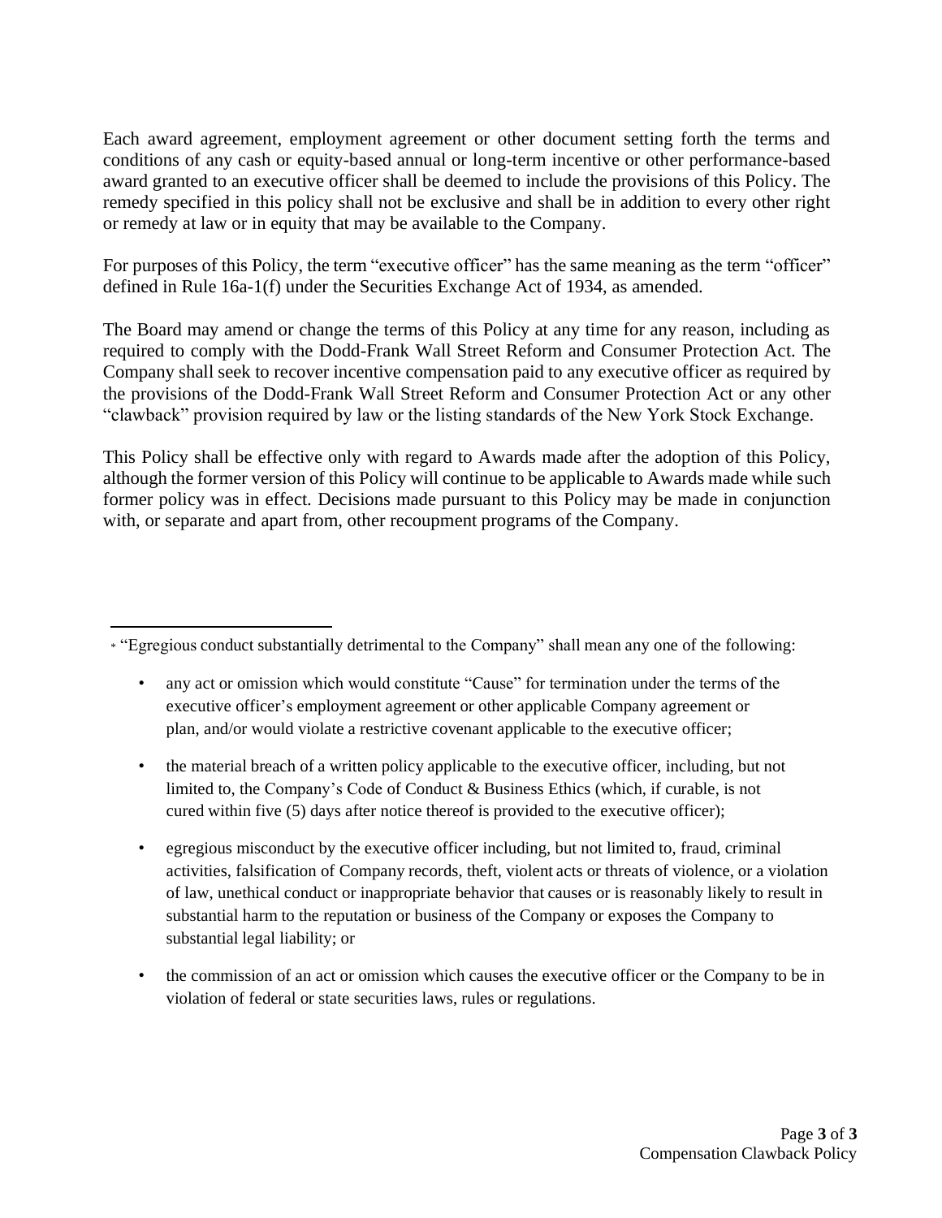Each award agreement, employment agreement or other document setting forth the terms and conditions of any cash or equity-based annual or long-term incentive or other performance-based award granted to an executive officer shall be deemed to include the provisions of this Policy. The remedy specified in this policy shall not be exclusive and shall be in addition to every other right or remedy at law or in equity that may be available to the Company.

For purposes of this Policy, the term "executive officer" has the same meaning as the term "officer" defined in Rule 16a-1(f) under the Securities Exchange Act of 1934, as amended.

The Board may amend or change the terms of this Policy at any time for any reason, including as required to comply with the Dodd-Frank Wall Street Reform and Consumer Protection Act. The Company shall seek to recover incentive compensation paid to any executive officer as required by the provisions of the Dodd-Frank Wall Street Reform and Consumer Protection Act or any other "clawback" provision required by law or the listing standards of the New York Stock Exchange.

This Policy shall be effective only with regard to Awards made after the adoption of this Policy, although the former version of this Policy will continue to be applicable to Awards made while such former policy was in effect. Decisions made pursuant to this Policy may be made in conjunction with, or separate and apart from, other recoupment programs of the Company.

---

* "Egregious conduct substantially detrimental to the Company" shall mean any one of the following:

- any act or omission which would constitute "Cause" for termination under the terms of the executive officer's employment agreement or other applicable Company agreement or plan, and/or would violate a restrictive covenant applicable to the executive officer;
- the material breach of a written policy applicable to the executive officer, including, but not limited to, the Company's Code of Conduct & Business Ethics (which, if curable, is not cured within five (5) days after notice thereof is provided to the executive officer);
- egregious misconduct by the executive officer including, but not limited to, fraud, criminal activities, falsification of Company records, theft, violent acts or threats of violence, or a violation of law, unethical conduct or inappropriate behavior that causes or is reasonably likely to result in substantial harm to the reputation or business of the Company or exposes the Company to substantial legal liability; or
- the commission of an act or omission which causes the executive officer or the Company to be in violation of federal or state securities laws, rules or regulations.